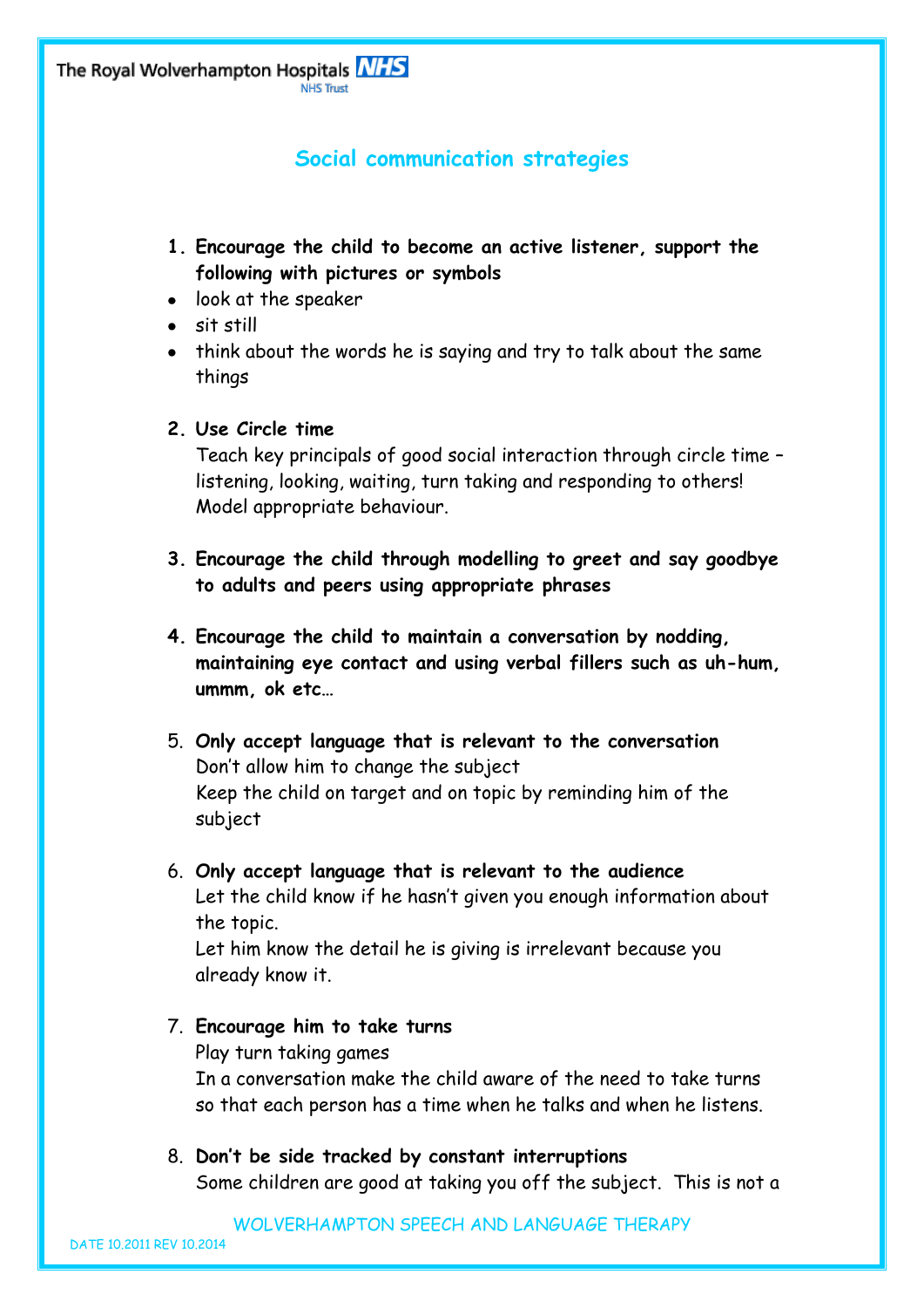## Social communication strategies

1. **Encouragethe child to become an active listener, support the following with pictures or symbols**
   - look at the speaker
   - sit still
   - think about the words he is saying and try to talk about the same things

2. **Use Circle time**

   Teach key principals of good social interaction through circle time – listening, looking, waiting, turn taking and responding to others! Model appropriate behaviour.

3. **Encourage the child through modelling to greet and say goodbye to adults and peers using appropriate phrases**

4. **Encourage the child to maintain a conversation by nodding, maintaining eye contact and using verbal fillers such as uh-hum, ummm, ok etc…**

5. **Only accept language that is relevant to the conversation**

   Don't allow him to change the subject

   Keep the child on target and on topic by reminding him of the subject

6. **Only accept language that is relevant to the audience**

   Let the child know if he hasn't given you enough information about the topic.

   Let him know the detail he is giving is irrelevant because you already know it.

7. **Encourage him to take turns**

   Play turn taking games

   In a conversation make the child aware of the need to take turns so that each person has a time when he talks and when he listens.

8. **Don't be side tracked by constant interruptions**

   Some children are good at taking you off the subject. This is not a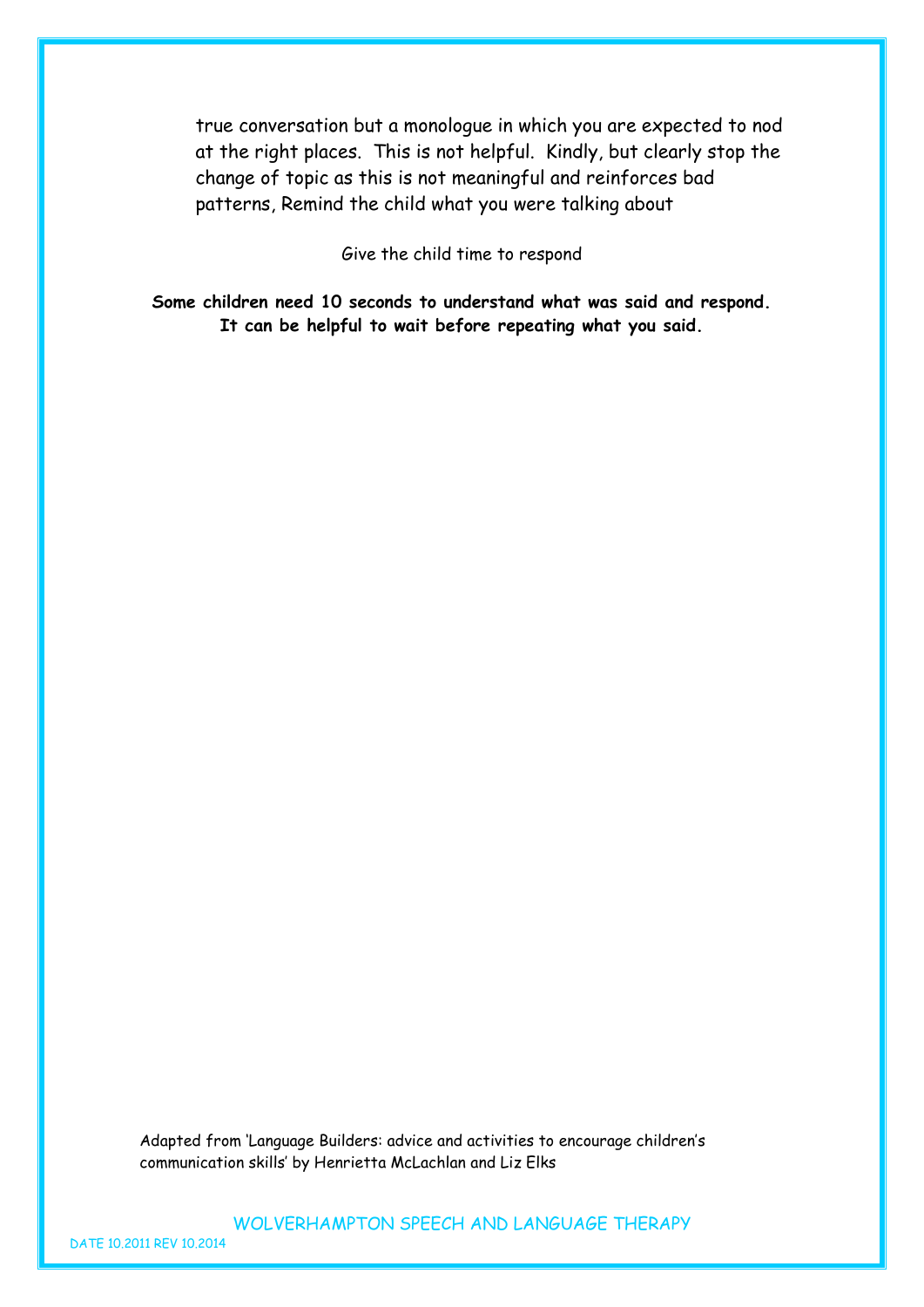true conversation but a monologue in which you are expected to nod at the right places. This is not helpful. Kindly, but clearly stop the change of topic as this is not meaningful and reinforces bad patterns, Remind the child what you were talking about

Give the child time to respond

**Some children need 10 seconds to understand what was said and respond. It can be helpful to wait before repeating what you said.**

Adapted from 'Language Builders: advice and activities to encourage children's communication skills' by Henrietta McLachlan and Liz Elks

WOLVERHAMPTON SPEECH AND LANGUAGE THERAPY

DATE 10.2011 REV 10.2014